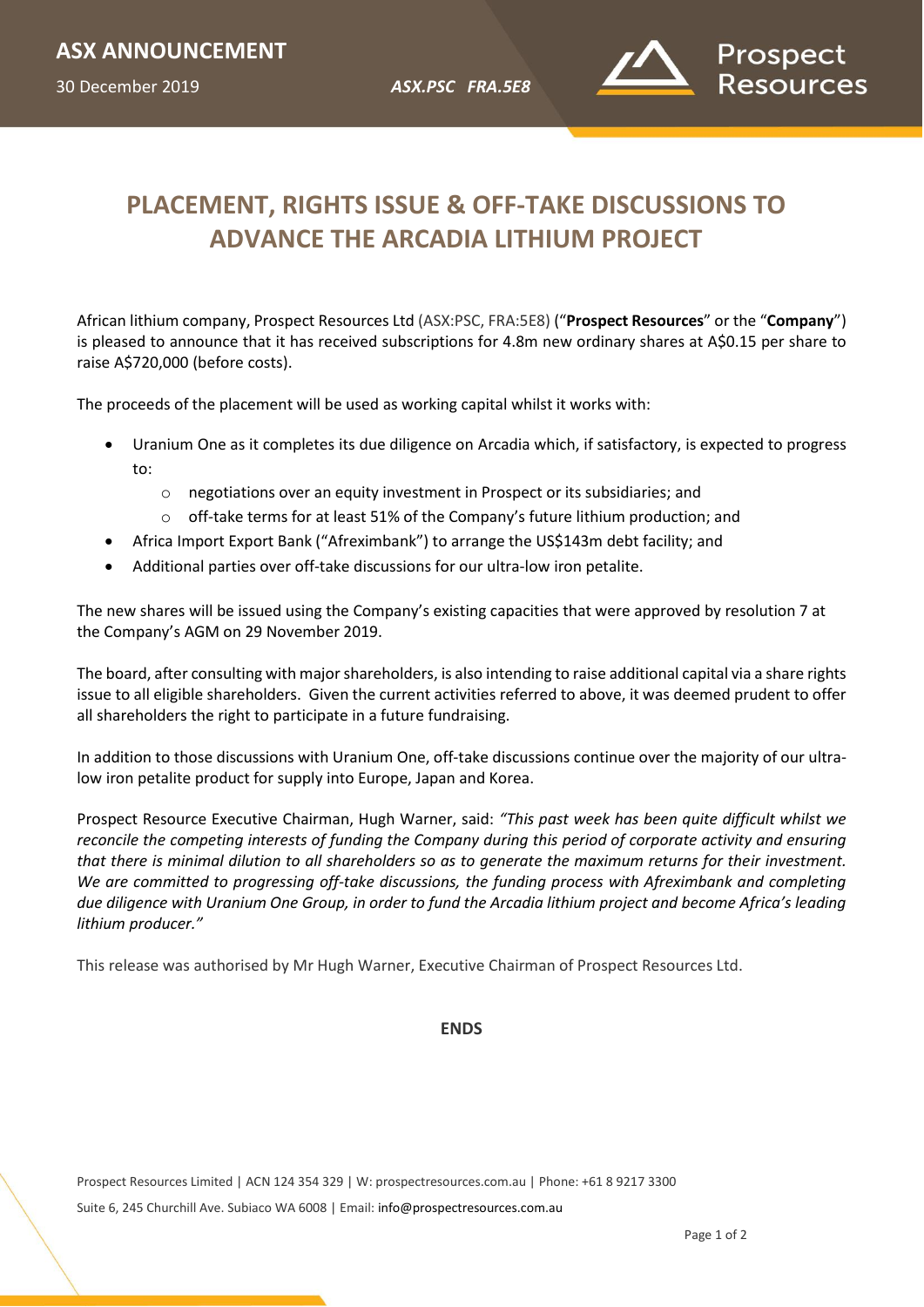**ASX ANNOUNCEMENT**

30 December 2019

***ASX.PSC FRA.5E8***

# PLACEMENT, RIGHTS ISSUE & OFF-TAKE DISCUSSIONS TO ADVANCE THE ARCADIA LITHIUM PROJECT

African lithium company, Prospect Resources Ltd (ASX:PSC, FRA:5E8) ("**Prospect Resources**" or the "**Company**") is pleased to announce that it has received subscriptions for 4.8m new ordinary shares at A$0.15 per share to raise A$720,000 (before costs).

The proceeds of the placement will be used as working capital whilst it works with:

- Uranium One as it completes its due diligence on Arcadia which, if satisfactory, is expected to progress to:
  - negotiations over an equity investment in Prospect or its subsidiaries; and
  - off-take terms for at least 51% of the Company's future lithium production; and
- Africa Import Export Bank ("Afreximbank") to arrange the US$143m debt facility; and
- Additional parties over off-take discussions for our ultra-low iron petalite.

The new shares will be issued using the Company's existing capacities that were approved by resolution 7 at the Company's AGM on 29 November 2019.

The board, after consulting with major shareholders, is also intending to raise additional capital via a share rights issue to all eligible shareholders. Given the current activities referred to above, it was deemed prudent to offer all shareholders the right to participate in a future fundraising.

In addition to those discussions with Uranium One, off-take discussions continue over the majority of our ultra-low iron petalite product for supply into Europe, Japan and Korea.

Prospect Resource Executive Chairman, Hugh Warner, said: *"This past week has been quite difficult whilst we reconcile the competing interests of funding the Company during this period of corporate activity and ensuring that there is minimal dilution to all shareholders so as to generate the maximum returns for their investment. We are committed to progressing off-take discussions, the funding process with Afreximbank and completing due diligence with Uranium One Group, in order to fund the Arcadia lithium project and become Africa's leading lithium producer."*

This release was authorised by Mr Hugh Warner, Executive Chairman of Prospect Resources Ltd.

**ENDS**

Prospect Resources Limited | ACN 124 354 329 | W: prospectresources.com.au | Phone: +61 8 9217 3300

Suite 6, 245 Churchill Ave. Subiaco WA 6008 | Email: info@prospectresources.com.au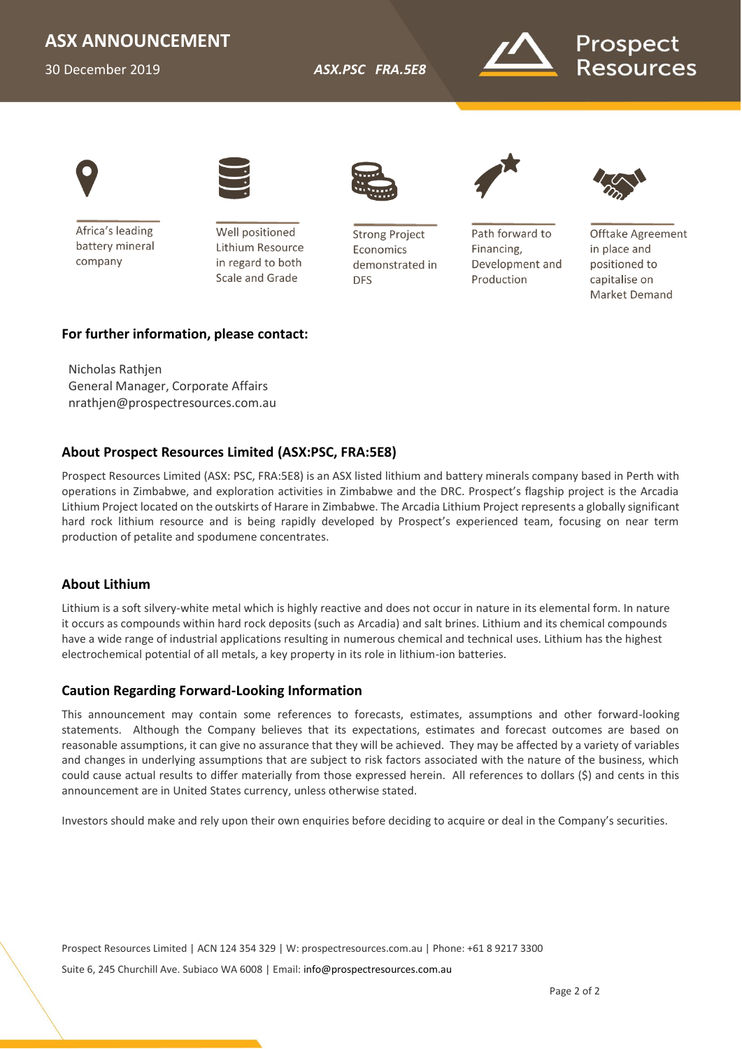# ASX ANNOUNCEMENT

30 December 2019

*ASX.PSC FRA.5E8*

Prospect Resources

Africa's leading battery mineral company

Well positioned Lithium Resource in regard to both Scale and Grade

Strong Project Economics demonstrated in DFS

Path forward to Financing, Development and Production

Offtake Agreement in place and positioned to capitalise on Market Demand

**For further information, please contact:**

Nicholas Rathjen
General Manager, Corporate Affairs
nrathjen@prospectresources.com.au

## About Prospect Resources Limited (ASX:PSC, FRA:5E8)

Prospect Resources Limited (ASX: PSC, FRA:5E8) is an ASX listed lithium and battery minerals company based in Perth with operations in Zimbabwe, and exploration activities in Zimbabwe and the DRC. Prospect's flagship project is the Arcadia Lithium Project located on the outskirts of Harare in Zimbabwe. The Arcadia Lithium Project represents a globally significant hard rock lithium resource and is being rapidly developed by Prospect's experienced team, focusing on near term production of petalite and spodumene concentrates.

## About Lithium

Lithium is a soft silvery-white metal which is highly reactive and does not occur in nature in its elemental form. In nature it occurs as compounds within hard rock deposits (such as Arcadia) and salt brines. Lithium and its chemical compounds have a wide range of industrial applications resulting in numerous chemical and technical uses. Lithium has the highest electrochemical potential of all metals, a key property in its role in lithium-ion batteries.

## Caution Regarding Forward-Looking Information

This announcement may contain some references to forecasts, estimates, assumptions and other forward-looking statements. Although the Company believes that its expectations, estimates and forecast outcomes are based on reasonable assumptions, it can give no assurance that they will be achieved. They may be affected by a variety of variables and changes in underlying assumptions that are subject to risk factors associated with the nature of the business, which could cause actual results to differ materially from those expressed herein. All references to dollars ($) and cents in this announcement are in United States currency, unless otherwise stated.

Investors should make and rely upon their own enquiries before deciding to acquire or deal in the Company's securities.

Prospect Resources Limited | ACN 124 354 329 | W: prospectresources.com.au | Phone: +61 8 9217 3300

Suite 6, 245 Churchill Ave. Subiaco WA 6008 | Email: info@prospectresources.com.au